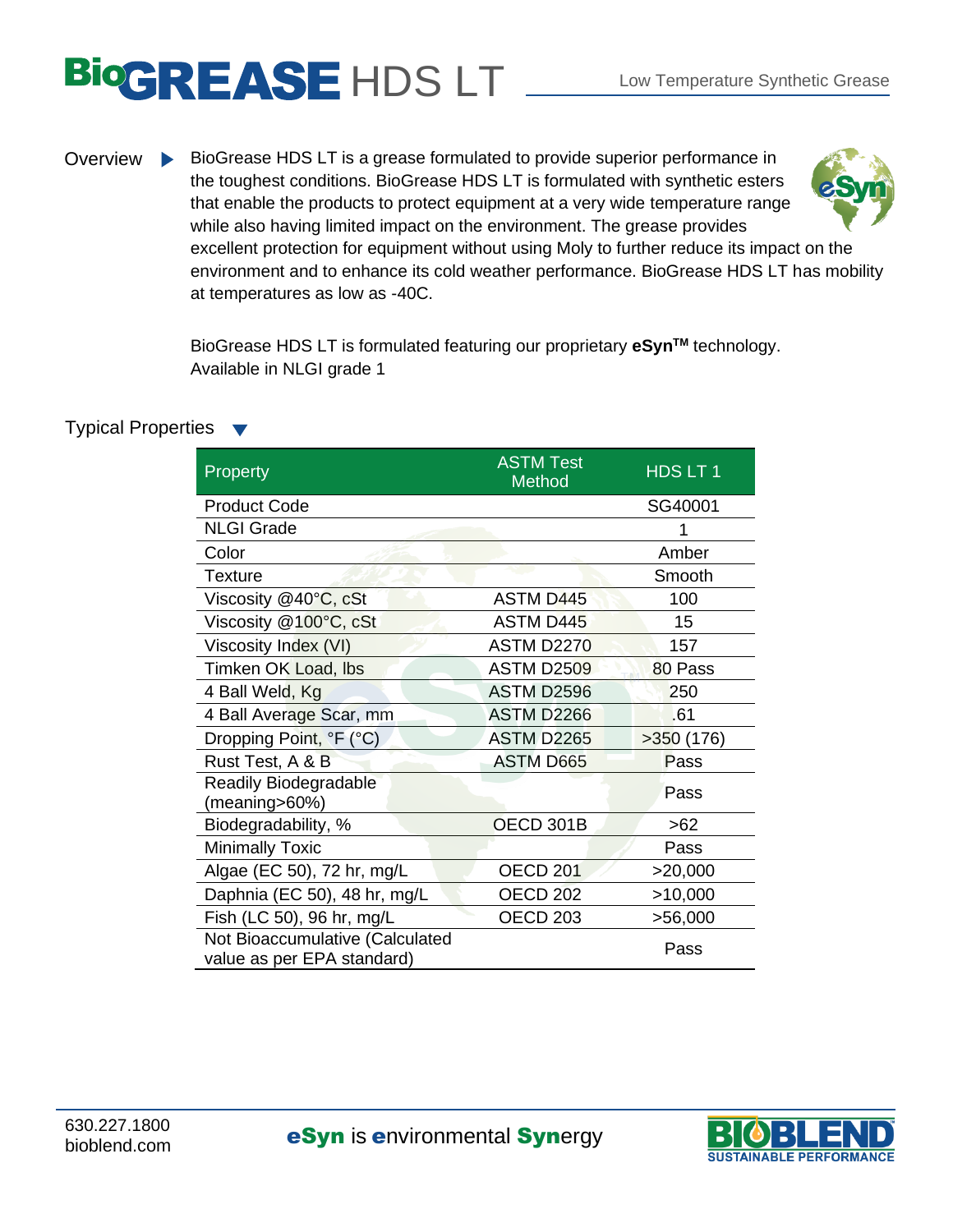# BioGREASE HDS LT

Low Temperature Synthetic Grease

**Overview**

BioGrease HDS LT is a grease formulated to provide superior performance in the toughest conditions. BioGrease HDS LT is formulated with synthetic esters that enable the products to protect equipment at a very wide temperature range while also having limited impact on the environment. The grease provides excellent protection for equipment without using Moly to further reduce its impact on the environment and to enhance its cold weather performance. BioGrease HDS LT has mobility at temperatures as low as -40C.

BioGrease HDS LT is formulated featuring our proprietary **eSyn**TM technology.
Available in NLGI grade 1

## Typical Properties

| Property | ASTM Test Method | HDS LT 1 |
|---|---|---|
| Product Code | | SG40001 |
| NLGI Grade | | 1 |
| Color | | Amber |
| Texture | | Smooth |
| Viscosity @40°C, cSt | ASTM D445 | 100 |
| Viscosity @100°C, cSt | ASTM D445 | 15 |
| Viscosity Index (VI) | ASTM D2270 | 157 |
| Timken OK Load, lbs | ASTM D2509 | 80 Pass |
| 4 Ball Weld, Kg | ASTM D2596 | 250 |
| 4 Ball Average Scar, mm | ASTM D2266 | .61 |
| Dropping Point, °F (°C) | ASTM D2265 | >350 (176) |
| Rust Test, A & B | ASTM D665 | Pass |
| Readily Biodegradable (meaning>60%) | | Pass |
| Biodegradability, % | OECD 301B | >62 |
| Minimally Toxic | | Pass |
| Algae (EC 50), 72 hr, mg/L | OECD 201 | >20,000 |
| Daphnia (EC 50), 48 hr, mg/L | OECD 202 | >10,000 |
| Fish (LC 50), 96 hr, mg/L | OECD 203 | >56,000 |
| Not Bioaccumulative (Calculated value as per EPA standard) | | Pass |

630.227.1800
bioblend.com

**eSyn** is **e**nvironmental **Syn**ergy

BIOBLEND SUSTAINABLE PERFORMANCE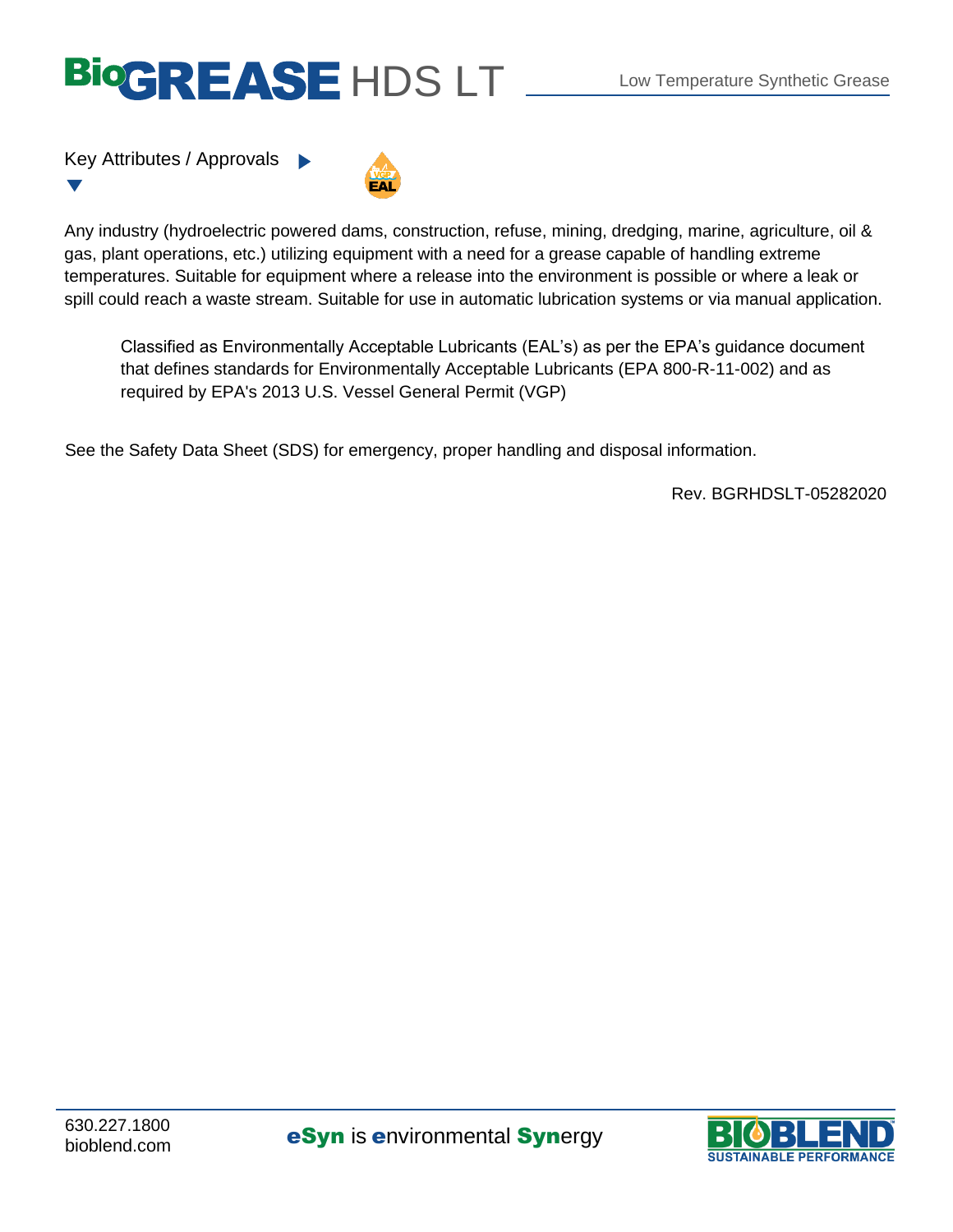# BioGREASE HDS LT

Low Temperature Synthetic Grease

Key Attributes / Approvals

Any industry (hydroelectric powered dams, construction, refuse, mining, dredging, marine, agriculture, oil & gas, plant operations, etc.) utilizing equipment with a need for a grease capable of handling extreme temperatures. Suitable for equipment where a release into the environment is possible or where a leak or spill could reach a waste stream. Suitable for use in automatic lubrication systems or via manual application.

> Classified as Environmentally Acceptable Lubricants (EAL's) as per the EPA's guidance document that defines standards for Environmentally Acceptable Lubricants (EPA 800-R-11-002) and as required by EPA's 2013 U.S. Vessel General Permit (VGP)

See the Safety Data Sheet (SDS) for emergency, proper handling and disposal information.

Rev. BGRHDSLT-05282020

630.227.1800
bioblend.com

**eSyn** is **e**nvironmental **Syn**ergy

BIOBLEND SUSTAINABLE PERFORMANCE